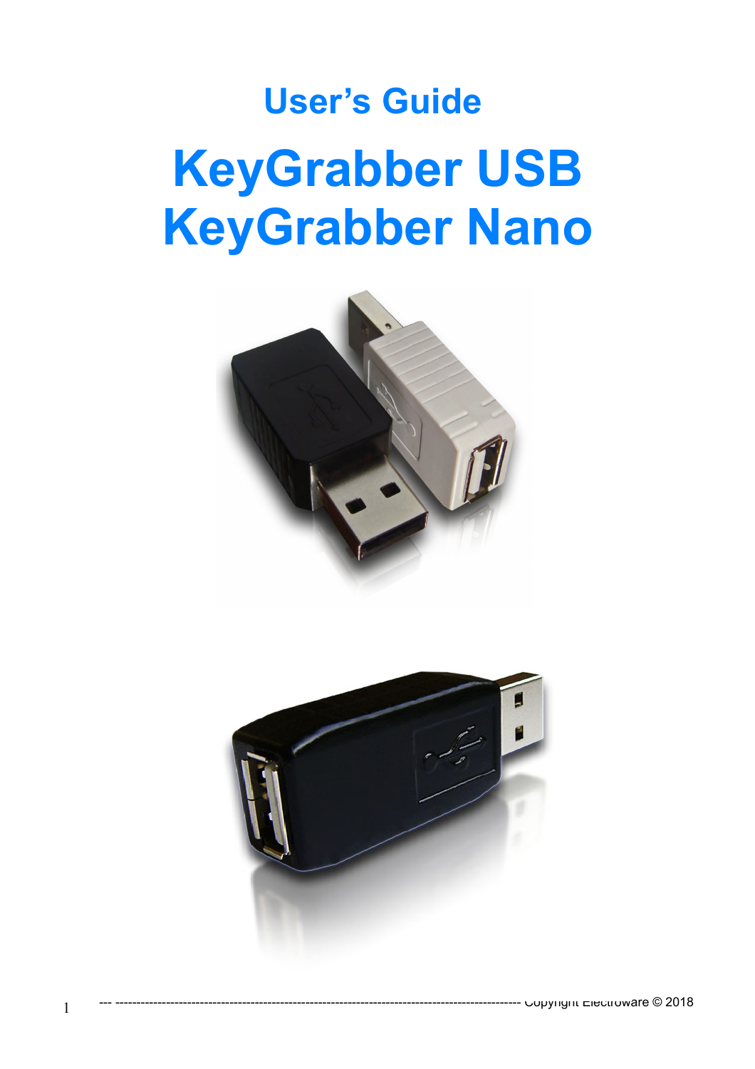# User's Guide

# KeyGrabber USB
# KeyGrabber Nano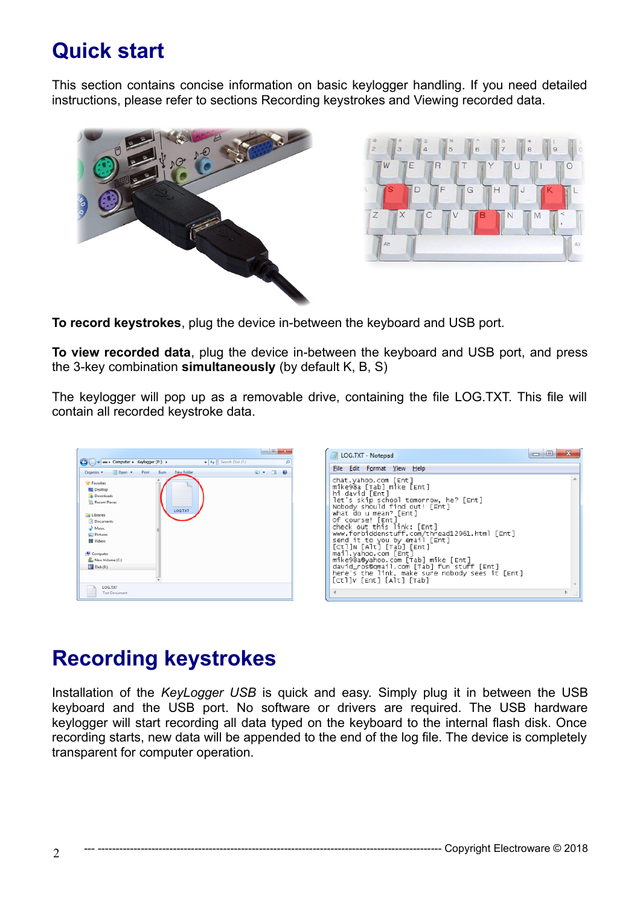# Quick start

This section contains concise information on basic keylogger handling. If you need detailed instructions, please refer to sections Recording keystrokes and Viewing recorded data.

**To record keystrokes**, plug the device in-between the keyboard and USB port.

**To view recorded data**, plug the device in-between the keyboard and USB port, and press the 3-key combination **simultaneously** (by default K, B, S)

The keylogger will pop up as a removable drive, containing the file LOG.TXT. This file will contain all recorded keystroke data.

# Recording keystrokes

Installation of the *KeyLogger USB* is quick and easy. Simply plug it in between the USB keyboard and the USB port. No software or drivers are required. The USB hardware keylogger will start recording all data typed on the keyboard to the internal flash disk. Once recording starts, new data will be appended to the end of the log file. The device is completely transparent for computer operation.

--- -------------------------------------------------------------------------------------------- Copyright Electroware © 2018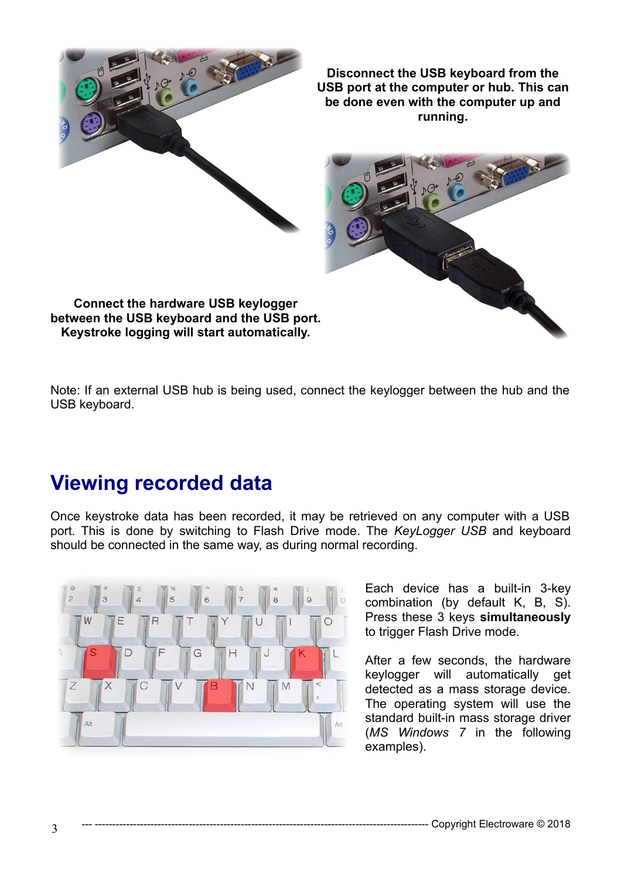**Disconnect the USB keyboard from the USB port at the computer or hub. This can be done even with the computer up and running.**

**Connect the hardware USB keylogger between the USB keyboard and the USB port. Keystroke logging will start automatically.**

Note: If an external USB hub is being used, connect the keylogger between the hub and the USB keyboard.

## Viewing recorded data

Once keystroke data has been recorded, it may be retrieved on any computer with a USB port. This is done by switching to Flash Drive mode. The *KeyLogger USB* and keyboard should be connected in the same way, as during normal recording.

Each device has a built-in 3-key combination (by default K, B, S). Press these 3 keys **simultaneously** to trigger Flash Drive mode.

After a few seconds, the hardware keylogger will automatically get detected as a mass storage device. The operating system will use the standard built-in mass storage driver (*MS Windows 7* in the following examples).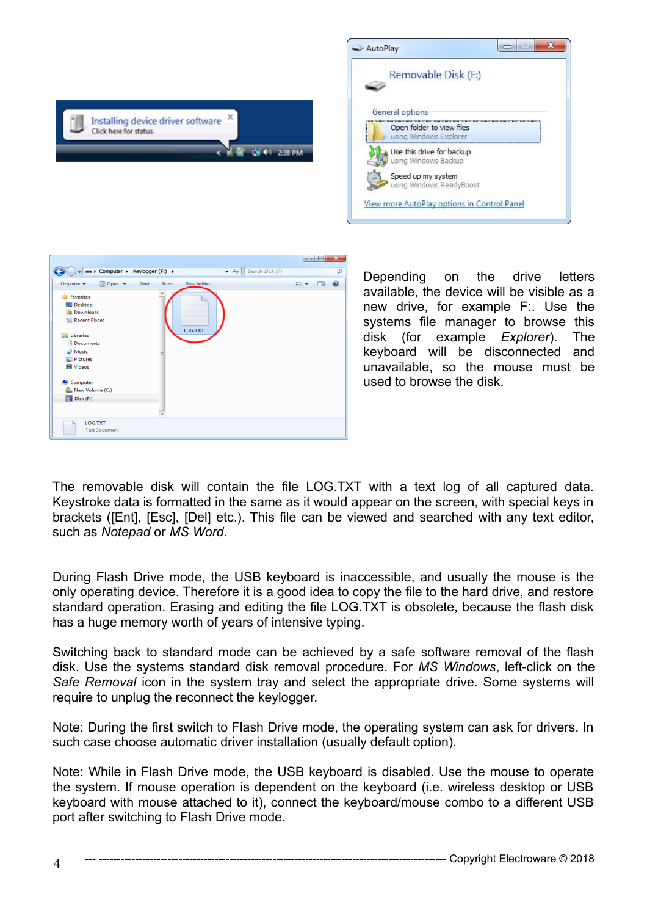Depending on the drive letters available, the device will be visible as a new drive, for example F:. Use the systems file manager to browse this disk (for example *Explorer*). The keyboard will be disconnected and unavailable, so the mouse must be used to browse the disk.

The removable disk will contain the file LOG.TXT with a text log of all captured data. Keystroke data is formatted in the same as it would appear on the screen, with special keys in brackets ([Ent], [Esc], [Del] etc.). This file can be viewed and searched with any text editor, such as *Notepad* or *MS Word*.

During Flash Drive mode, the USB keyboard is inaccessible, and usually the mouse is the only operating device. Therefore it is a good idea to copy the file to the hard drive, and restore standard operation. Erasing and editing the file LOG.TXT is obsolete, because the flash disk has a huge memory worth of years of intensive typing.

Switching back to standard mode can be achieved by a safe software removal of the flash disk. Use the systems standard disk removal procedure. For *MS Windows*, left-click on the *Safe Removal* icon in the system tray and select the appropriate drive. Some systems will require to unplug the reconnect the keylogger.

Note: During the first switch to Flash Drive mode, the operating system can ask for drivers. In such case choose automatic driver installation (usually default option).

Note: While in Flash Drive mode, the USB keyboard is disabled. Use the mouse to operate the system. If mouse operation is dependent on the keyboard (i.e. wireless desktop or USB keyboard with mouse attached to it), connect the keyboard/mouse combo to a different USB port after switching to Flash Drive mode.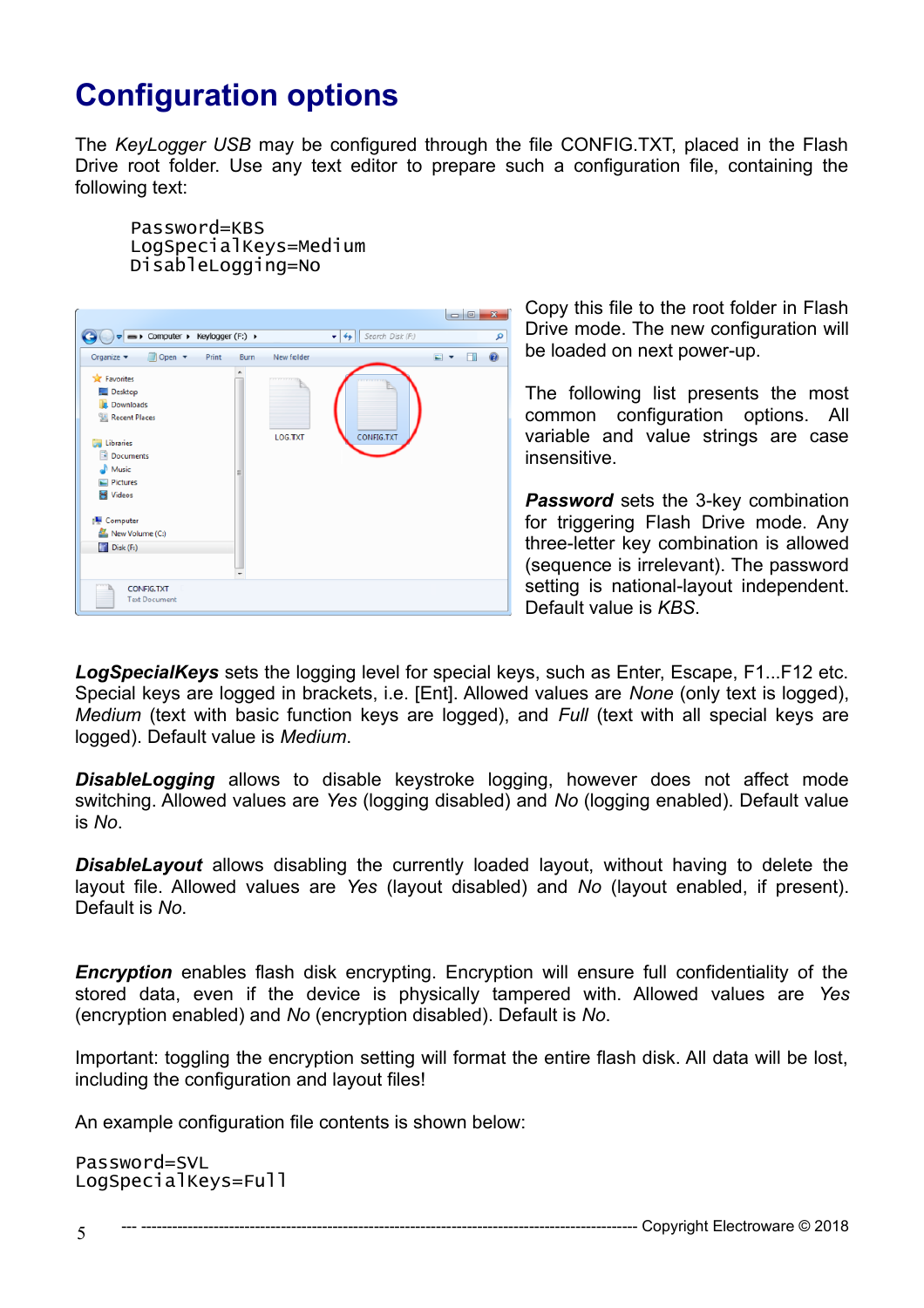# Configuration options

The *KeyLogger USB* may be configured through the file CONFIG.TXT, placed in the Flash Drive root folder. Use any text editor to prepare such a configuration file, containing the following text:

```
Password=KBS
LogSpecialKeys=Medium
DisableLogging=No
```

Copy this file to the root folder in Flash Drive mode. The new configuration will be loaded on next power-up.

The following list presents the most common configuration options. All variable and value strings are case insensitive.

***Password*** sets the 3-key combination for triggering Flash Drive mode. Any three-letter key combination is allowed (sequence is irrelevant). The password setting is national-layout independent. Default value is *KBS*.

***LogSpecialKeys*** sets the logging level for special keys, such as Enter, Escape, F1...F12 etc. Special keys are logged in brackets, i.e. [Ent]. Allowed values are *None* (only text is logged), *Medium* (text with basic function keys are logged), and *Full* (text with all special keys are logged). Default value is *Medium*.

***DisableLogging*** allows to disable keystroke logging, however does not affect mode switching. Allowed values are *Yes* (logging disabled) and *No* (logging enabled). Default value is *No*.

***DisableLayout*** allows disabling the currently loaded layout, without having to delete the layout file. Allowed values are *Yes* (layout disabled) and *No* (layout enabled, if present). Default is *No*.

***Encryption*** enables flash disk encrypting. Encryption will ensure full confidentiality of the stored data, even if the device is physically tampered with. Allowed values are *Yes* (encryption enabled) and *No* (encryption disabled). Default is *No*.

Important: toggling the encryption setting will format the entire flash disk. All data will be lost, including the configuration and layout files!

An example configuration file contents is shown below:

```
Password=SVL
LogSpecialKeys=Full
```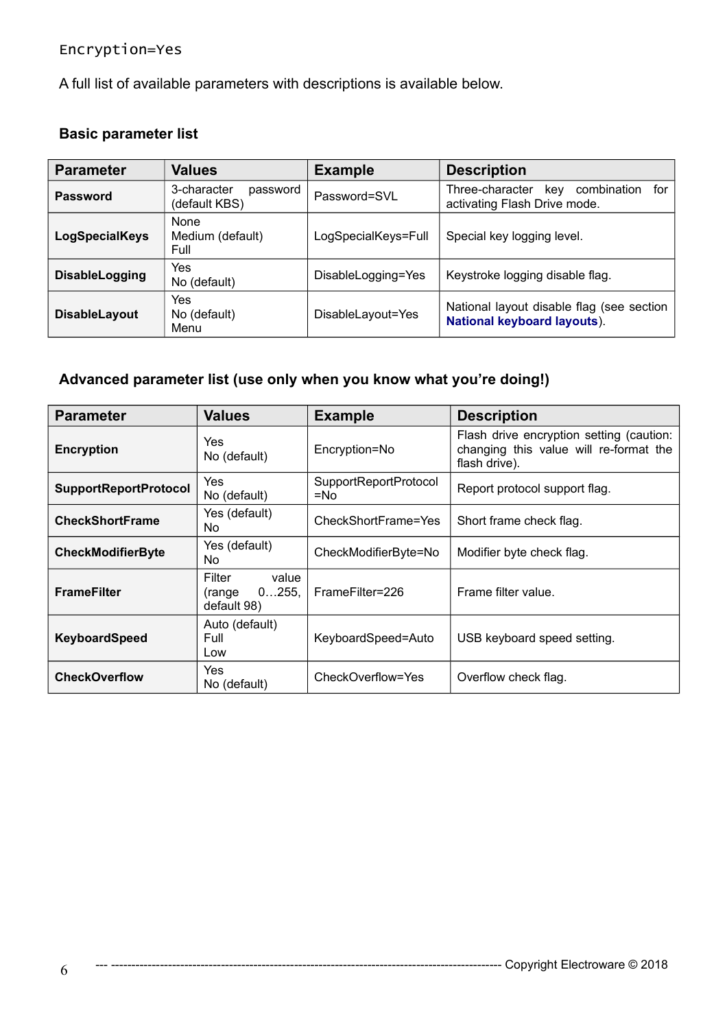```
Encryption=Yes
```

A full list of available parameters with descriptions is available below.

### Basic parameter list

| Parameter | Values | Example | Description |
|---|---|---|---|
| **Password** | 3-character password (default KBS) | Password=SVL | Three-character key combination for activating Flash Drive mode. |
| **LogSpecialKeys** | None<br>Medium (default)<br>Full | LogSpecialKeys=Full | Special key logging level. |
| **DisableLogging** | Yes<br>No (default) | DisableLogging=Yes | Keystroke logging disable flag. |
| **DisableLayout** | Yes<br>No (default)<br>Menu | DisableLayout=Yes | National layout disable flag (see section **National keyboard layouts**). |

### Advanced parameter list (use only when you know what you're doing!)

| Parameter | Values | Example | Description |
|---|---|---|---|
| **Encryption** | Yes<br>No (default) | Encryption=No | Flash drive encryption setting (caution: changing this value will re-format the flash drive). |
| **SupportReportProtocol** | Yes<br>No (default) | SupportReportProtocol=No | Report protocol support flag. |
| **CheckShortFrame** | Yes (default)<br>No | CheckShortFrame=Yes | Short frame check flag. |
| **CheckModifierByte** | Yes (default)<br>No | CheckModifierByte=No | Modifier byte check flag. |
| **FrameFilter** | Filter value (range 0…255, default 98) | FrameFilter=226 | Frame filter value. |
| **KeyboardSpeed** | Auto (default)<br>Full<br>Low | KeyboardSpeed=Auto | USB keyboard speed setting. |
| **CheckOverflow** | Yes<br>No (default) | CheckOverflow=Yes | Overflow check flag. |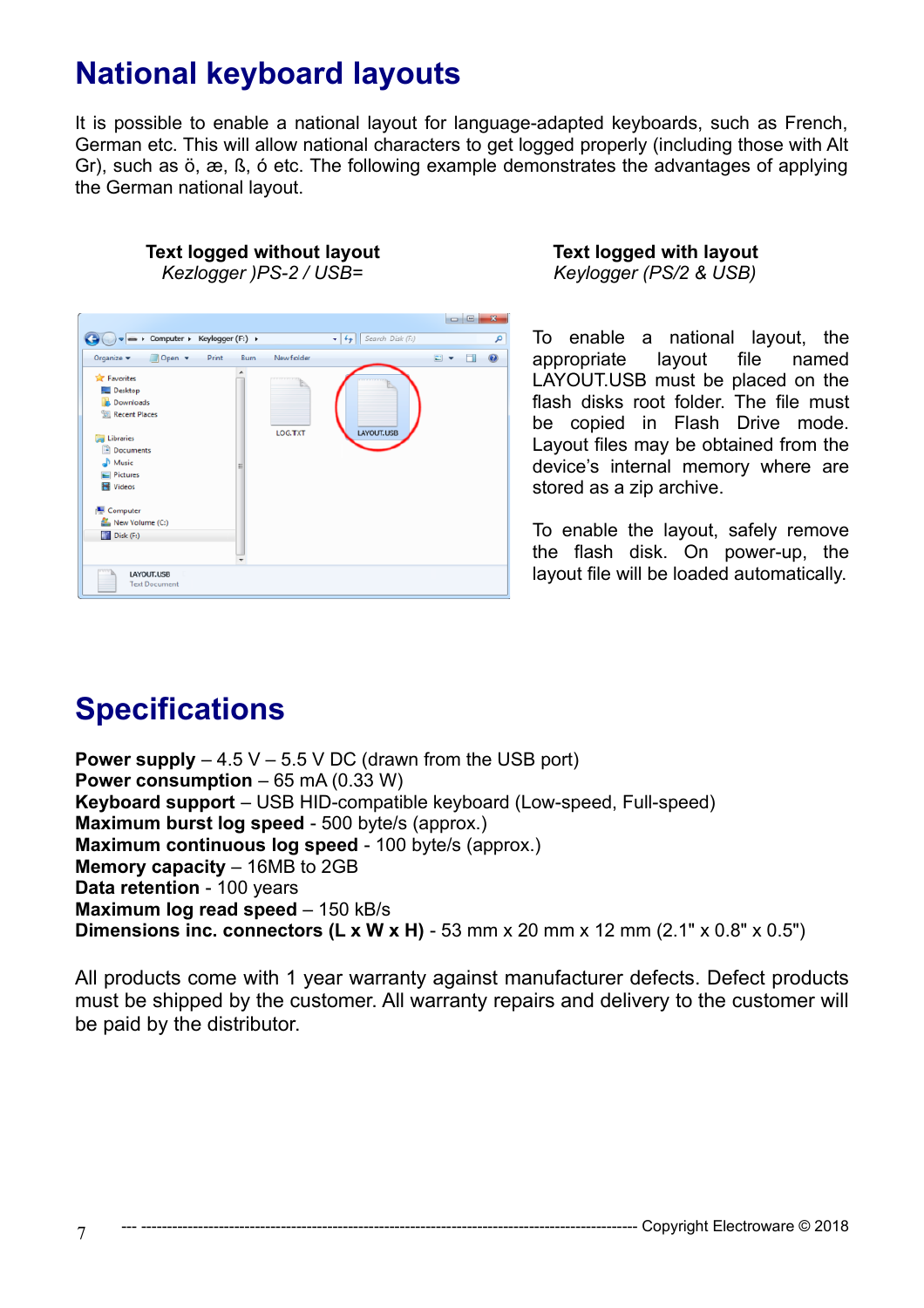# National keyboard layouts

It is possible to enable a national layout for language-adapted keyboards, such as French, German etc. This will allow national characters to get logged properly (including those with Alt Gr), such as ö, æ, ß, ó etc. The following example demonstrates the advantages of applying the German national layout.

**Text logged without layout**
*Kezlogger )PS-2 / USB=*

**Text logged with layout**
*Keylogger (PS/2 & USB)*

To enable a national layout, the appropriate layout file named LAYOUT.USB must be placed on the flash disks root folder. The file must be copied in Flash Drive mode. Layout files may be obtained from the device's internal memory where are stored as a zip archive.

To enable the layout, safely remove the flash disk. On power-up, the layout file will be loaded automatically.

# Specifications

**Power supply** – 4.5 V – 5.5 V DC (drawn from the USB port)
**Power consumption** – 65 mA (0.33 W)
**Keyboard support** – USB HID-compatible keyboard (Low-speed, Full-speed)
**Maximum burst log speed** - 500 byte/s (approx.)
**Maximum continuous log speed** - 100 byte/s (approx.)
**Memory capacity** – 16MB to 2GB
**Data retention** - 100 years
**Maximum log read speed** – 150 kB/s
**Dimensions inc. connectors (L x W x H)** - 53 mm x 20 mm x 12 mm (2.1" x 0.8" x 0.5")

All products come with 1 year warranty against manufacturer defects. Defect products must be shipped by the customer. All warranty repairs and delivery to the customer will be paid by the distributor.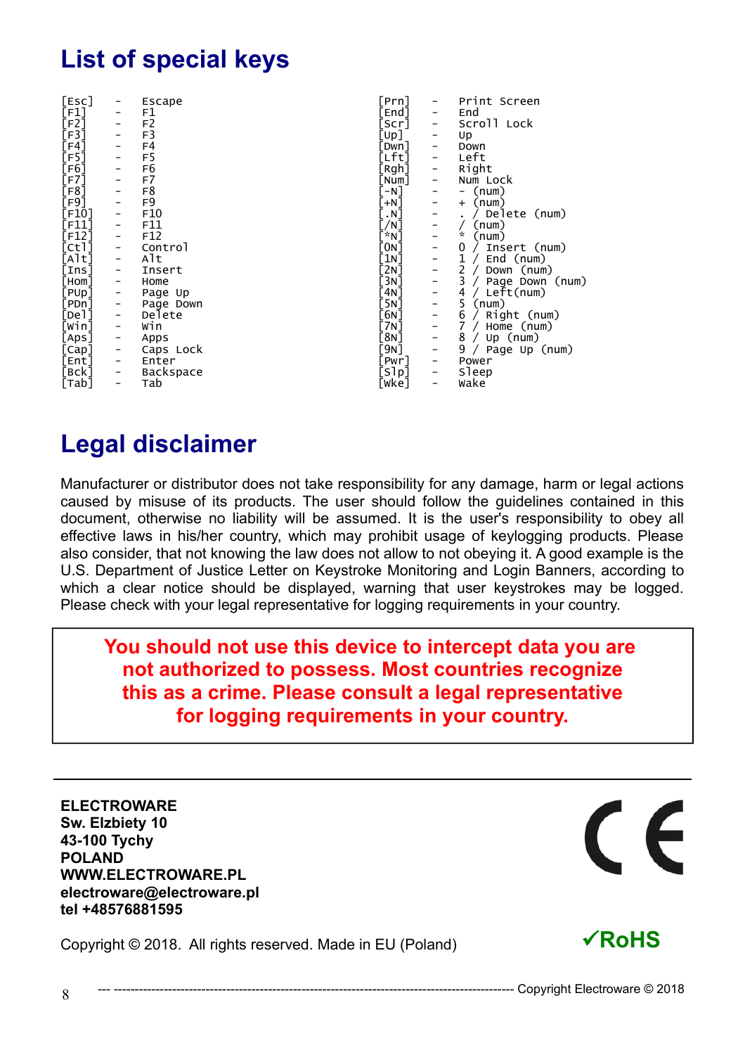# List of special keys

| | | |
|---|---|---|
| [Esc] | - | Escape |
| [F1] | - | F1 |
| [F2] | - | F2 |
| [F3] | - | F3 |
| [F4] | - | F4 |
| [F5] | - | F5 |
| [F6] | - | F6 |
| [F7] | - | F7 |
| [F8] | - | F8 |
| [F9] | - | F9 |
| [F10] | - | F10 |
| [F11] | - | F11 |
| [F12] | - | F12 |
| [Ctl] | - | Control |
| [Alt] | - | Alt |
| [Ins] | - | Insert |
| [Hom] | - | Home |
| [PUp] | - | Page Up |
| [PDn] | - | Page Down |
| [Del] | - | Delete |
| [Win] | - | Win |
| [Aps] | - | Apps |
| [Cap] | - | Caps Lock |
| [Ent] | - | Enter |
| [Bck] | - | Backspace |
| [Tab] | - | Tab |
| [Prn] | - | Print Screen |
| [End] | - | End |
| [Scr] | - | Scroll Lock |
| [Up] | - | Up |
| [Dwn] | - | Down |
| [Lft] | - | Left |
| [Rgh] | - | Right |
| [Num] | - | Num Lock |
| [-N] | - | - (num) |
| [+N] | - | + (num) |
| [.N] | - | . / Delete (num) |
| [/N] | - | / (num) |
| [*N] | - | * (num) |
| [0N] | - | 0 / Insert (num) |
| [1N] | - | 1 / End (num) |
| [2N] | - | 2 / Down (num) |
| [3N] | - | 3 / Page Down (num) |
| [4N] | - | 4 / Left(num) |
| [5N] | - | 5 (num) |
| [6N] | - | 6 / Right (num) |
| [7N] | - | 7 / Home (num) |
| [8N] | - | 8 / Up (num) |
| [9N] | - | 9 / Page Up (num) |
| [Pwr] | - | Power |
| [Slp] | - | Sleep |
| [Wke] | - | Wake |

# Legal disclaimer

Manufacturer or distributor does not take responsibility for any damage, harm or legal actions caused by misuse of its products. The user should follow the guidelines contained in this document, otherwise no liability will be assumed. It is the user's responsibility to obey all effective laws in his/her country, which may prohibit usage of keylogging products. Please also consider, that not knowing the law does not allow to not obeying it. A good example is the U.S. Department of Justice Letter on Keystroke Monitoring and Login Banners, according to which a clear notice should be displayed, warning that user keystrokes may be logged. Please check with your legal representative for logging requirements in your country.

**You should not use this device to intercept data you are not authorized to possess. Most countries recognize this as a crime. Please consult a legal representative for logging requirements in your country.**

**ELECTROWARE**
**Sw. Elzbiety 10**
**43-100 Tychy**
**POLAND**
**WWW.ELECTROWARE.PL**
**electroware@electroware.pl**
**tel +48576881595**

CE

✓RoHS

Copyright © 2018. All rights reserved. Made in EU (Poland)